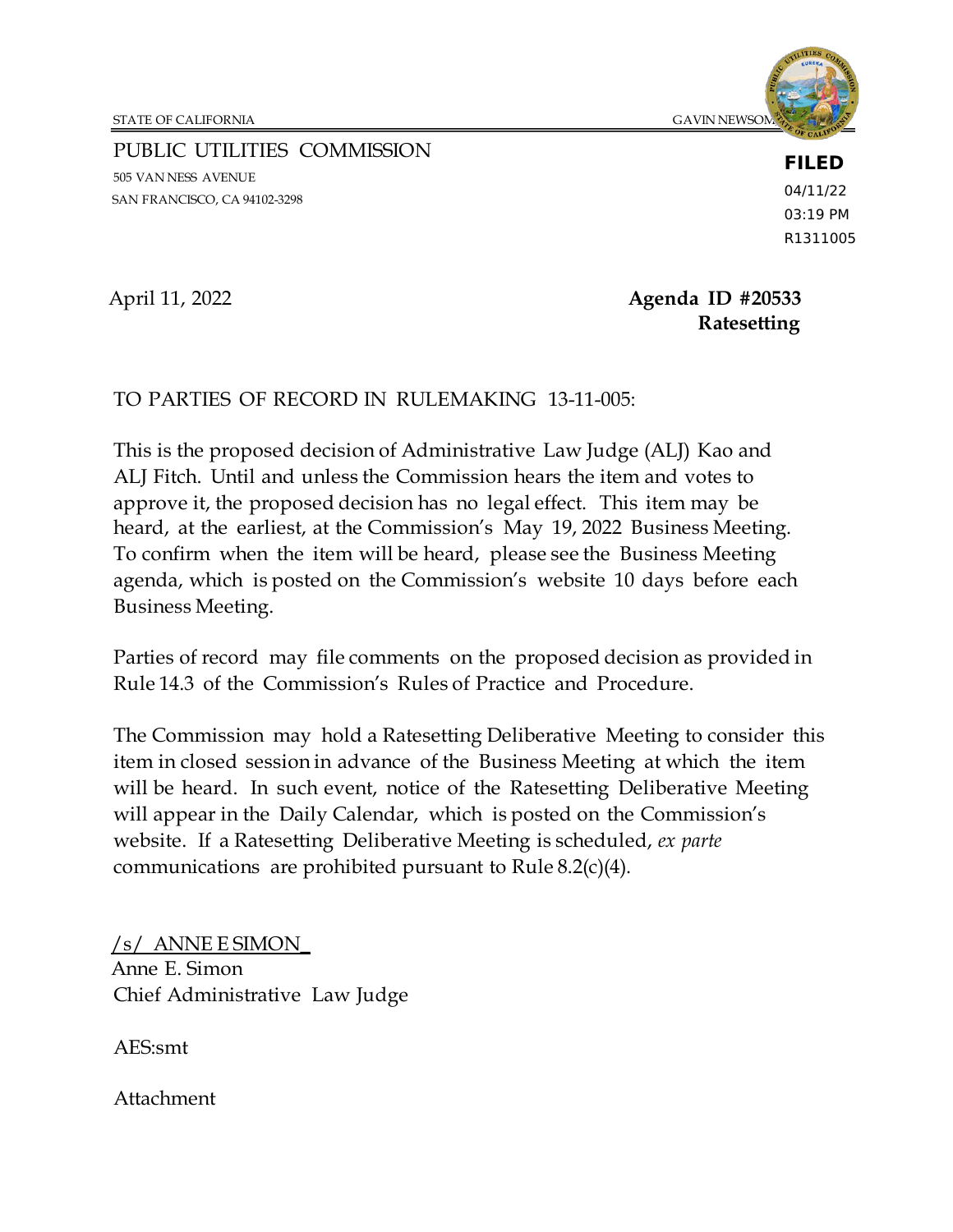STATE OF CALIFORNIA GAVIN NEWSOM

PUBLIC UTILITIES COMMISSION
505 VAN NESS AVENUE
SAN FRANCISCO, CA 94102-3298

**FILED**
04/11/22
03:19 PM
R1311005

April 11, 2022

**Agenda ID #20533**
**Ratesetting**

TO PARTIES OF RECORD IN RULEMAKING 13-11-005:

This is the proposed decision of Administrative Law Judge (ALJ) Kao and ALJ Fitch. Until and unless the Commission hears the item and votes to approve it, the proposed decision has no legal effect. This item may be heard, at the earliest, at the Commission's May 19, 2022 Business Meeting. To confirm when the item will be heard, please see the Business Meeting agenda, which is posted on the Commission's website 10 days before each Business Meeting.

Parties of record may file comments on the proposed decision as provided in Rule 14.3 of the Commission's Rules of Practice and Procedure.

The Commission may hold a Ratesetting Deliberative Meeting to consider this item in closed session in advance of the Business Meeting at which the item will be heard. In such event, notice of the Ratesetting Deliberative Meeting will appear in the Daily Calendar, which is posted on the Commission's website. If a Ratesetting Deliberative Meeting is scheduled, *ex parte* communications are prohibited pursuant to Rule 8.2(c)(4).

/s/ ANNE E SIMON_
Anne E. Simon
Chief Administrative Law Judge

AES:smt

Attachment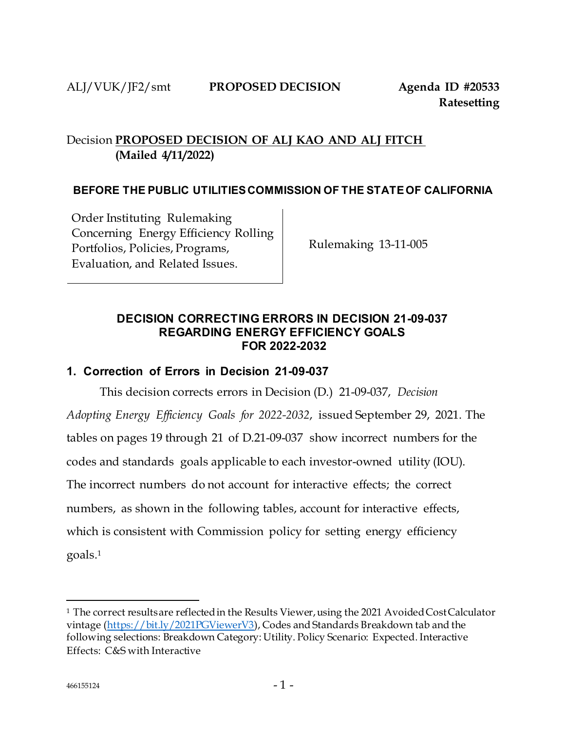ALJ/VUK/JF2/smt **PROPOSED DECISION** **Agenda ID #20533**
**Ratesetting**

Decision **PROPOSED DECISION OF ALJ KAO AND ALJ FITCH**
**(Mailed 4/11/2022)**

**BEFORE THE PUBLIC UTILITIES COMMISSION OF THE STATE OF CALIFORNIA**

| Order Instituting Rulemaking Concerning Energy Efficiency Rolling Portfolios, Policies, Programs, Evaluation, and Related Issues. | Rulemaking 13-11-005 |
|---|---|

## DECISION CORRECTING ERRORS IN DECISION 21-09-037 REGARDING ENERGY EFFICIENCY GOALS FOR 2022-2032

### 1. Correction of Errors in Decision 21-09-037

This decision corrects errors in Decision (D.) 21-09-037, *Decision Adopting Energy Efficiency Goals for 2022-2032*, issued September 29, 2021. The tables on pages 19 through 21 of D.21-09-037 show incorrect numbers for the codes and standards goals applicable to each investor-owned utility (IOU). The incorrect numbers do not account for interactive effects; the correct numbers, as shown in the following tables, account for interactive effects, which is consistent with Commission policy for setting energy efficiency goals.[1]

[1] The correct results are reflected in the Results Viewer, using the 2021 Avoided Cost Calculator vintage (https://bit.ly/2021PGViewerV3), Codes and Standards Breakdown tab and the following selections: Breakdown Category: Utility. Policy Scenario: Expected. Interactive Effects: C&S with Interactive

466155124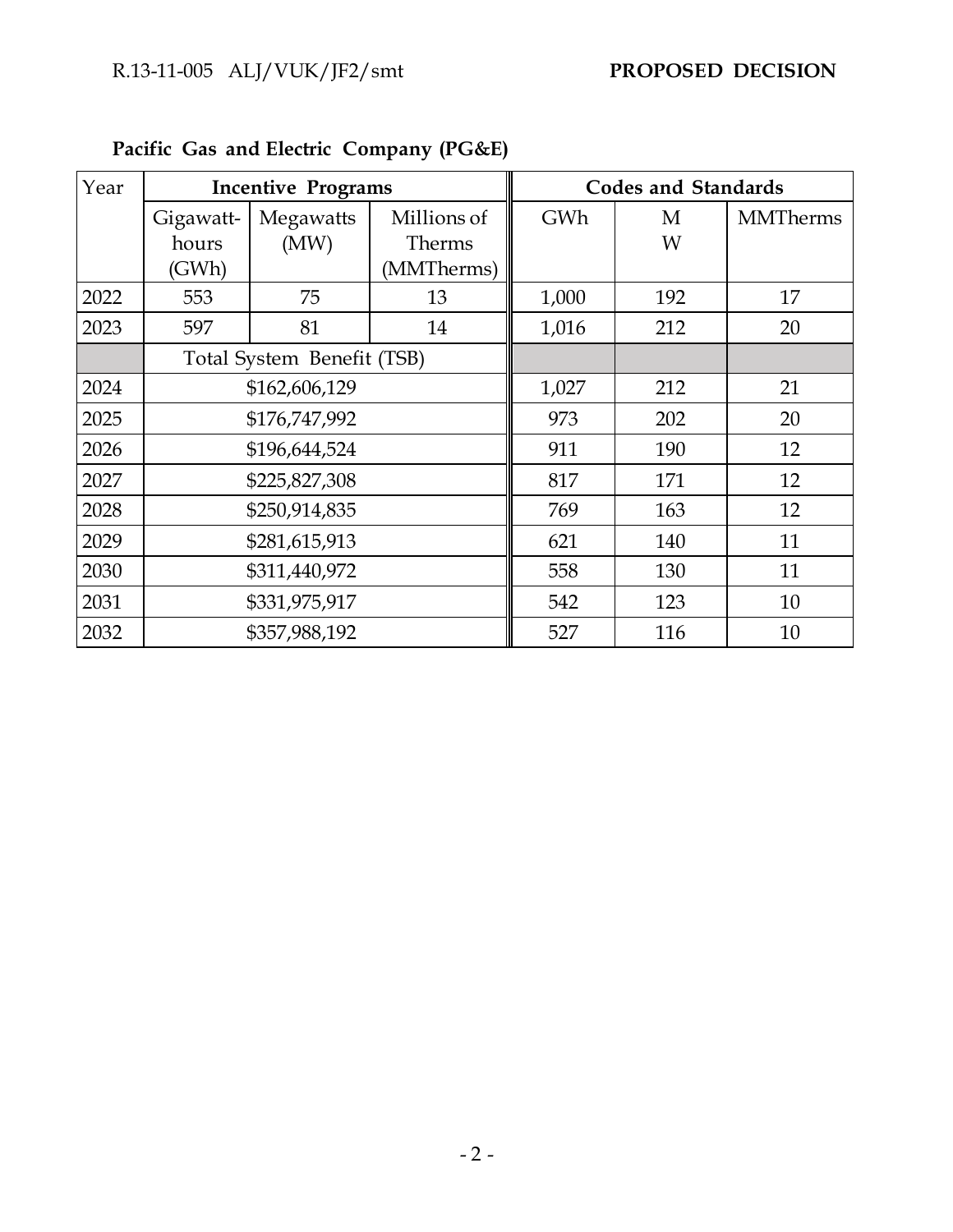**Pacific Gas and Electric Company (PG&E)**

| Year | Incentive Programs | | | Codes and Standards | | |
|---|---|---|---|---|---|---|
| | Gigawatt-hours (GWh) | Megawatts (MW) | Millions of Therms (MMTherms) | GWh | MW | MMTherms |
| 2022 | 553 | 75 | 13 | 1,000 | 192 | 17 |
| 2023 | 597 | 81 | 14 | 1,016 | 212 | 20 |
| | Total System Benefit (TSB) | | | | | |
| 2024 | $162,606,129 | | | 1,027 | 212 | 21 |
| 2025 | $176,747,992 | | | 973 | 202 | 20 |
| 2026 | $196,644,524 | | | 911 | 190 | 12 |
| 2027 | $225,827,308 | | | 817 | 171 | 12 |
| 2028 | $250,914,835 | | | 769 | 163 | 12 |
| 2029 | $281,615,913 | | | 621 | 140 | 11 |
| 2030 | $311,440,972 | | | 558 | 130 | 11 |
| 2031 | $331,975,917 | | | 542 | 123 | 10 |
| 2032 | $357,988,192 | | | 527 | 116 | 10 |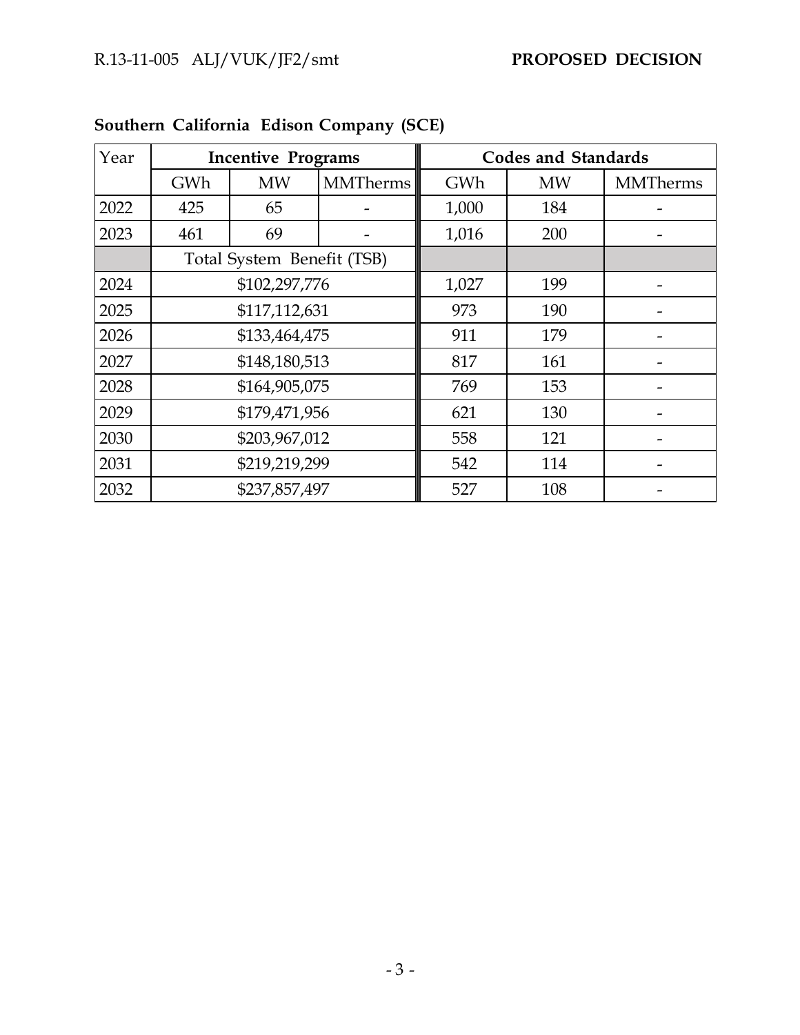**Southern California Edison Company (SCE)**

| Year | Incentive Programs | | | Codes and Standards | | |
|---|---|---|---|---|---|---|
| | GWh | MW | MMTherms | GWh | MW | MMTherms |
| 2022 | 425 | 65 | - | 1,000 | 184 | - |
| 2023 | 461 | 69 | - | 1,016 | 200 | - |
| | Total System Benefit (TSB) | | | | | |
| 2024 | $102,297,776 | | | 1,027 | 199 | - |
| 2025 | $117,112,631 | | | 973 | 190 | - |
| 2026 | $133,464,475 | | | 911 | 179 | - |
| 2027 | $148,180,513 | | | 817 | 161 | - |
| 2028 | $164,905,075 | | | 769 | 153 | - |
| 2029 | $179,471,956 | | | 621 | 130 | - |
| 2030 | $203,967,012 | | | 558 | 121 | - |
| 2031 | $219,219,299 | | | 542 | 114 | - |
| 2032 | $237,857,497 | | | 527 | 108 | - |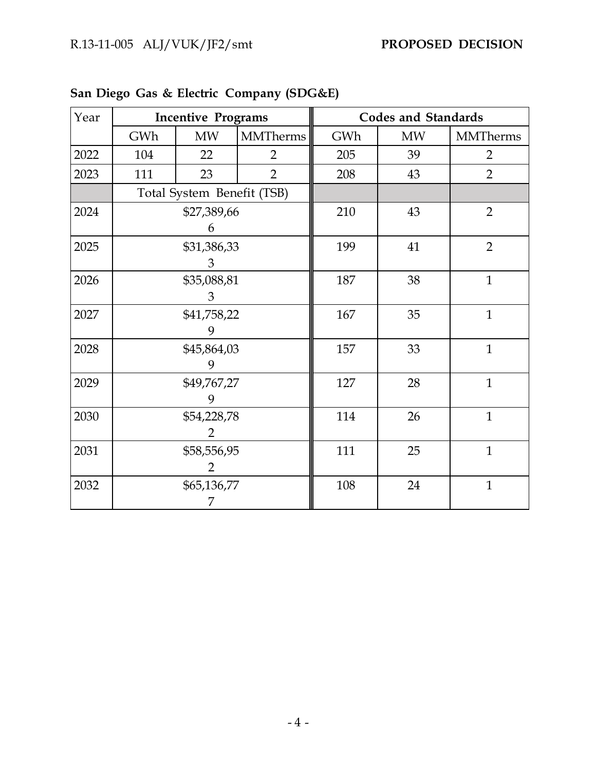**San Diego Gas & Electric Company (SDG&E)**

| Year | Incentive Programs | | | Codes and Standards | | |
|---|---|---|---|---|---|---|
| | GWh | MW | MMTherms | GWh | MW | MMTherms |
| 2022 | 104 | 22 | 2 | 205 | 39 | 2 |
| 2023 | 111 | 23 | 2 | 208 | 43 | 2 |
| | Total System Benefit (TSB) | | | | | |
| 2024 | $27,389,666 | | | 210 | 43 | 2 |
| 2025 | $31,386,333 | | | 199 | 41 | 2 |
| 2026 | $35,088,813 | | | 187 | 38 | 1 |
| 2027 | $41,758,229 | | | 167 | 35 | 1 |
| 2028 | $45,864,039 | | | 157 | 33 | 1 |
| 2029 | $49,767,279 | | | 127 | 28 | 1 |
| 2030 | $54,228,782 | | | 114 | 26 | 1 |
| 2031 | $58,556,952 | | | 111 | 25 | 1 |
| 2032 | $65,136,777 | | | 108 | 24 | 1 |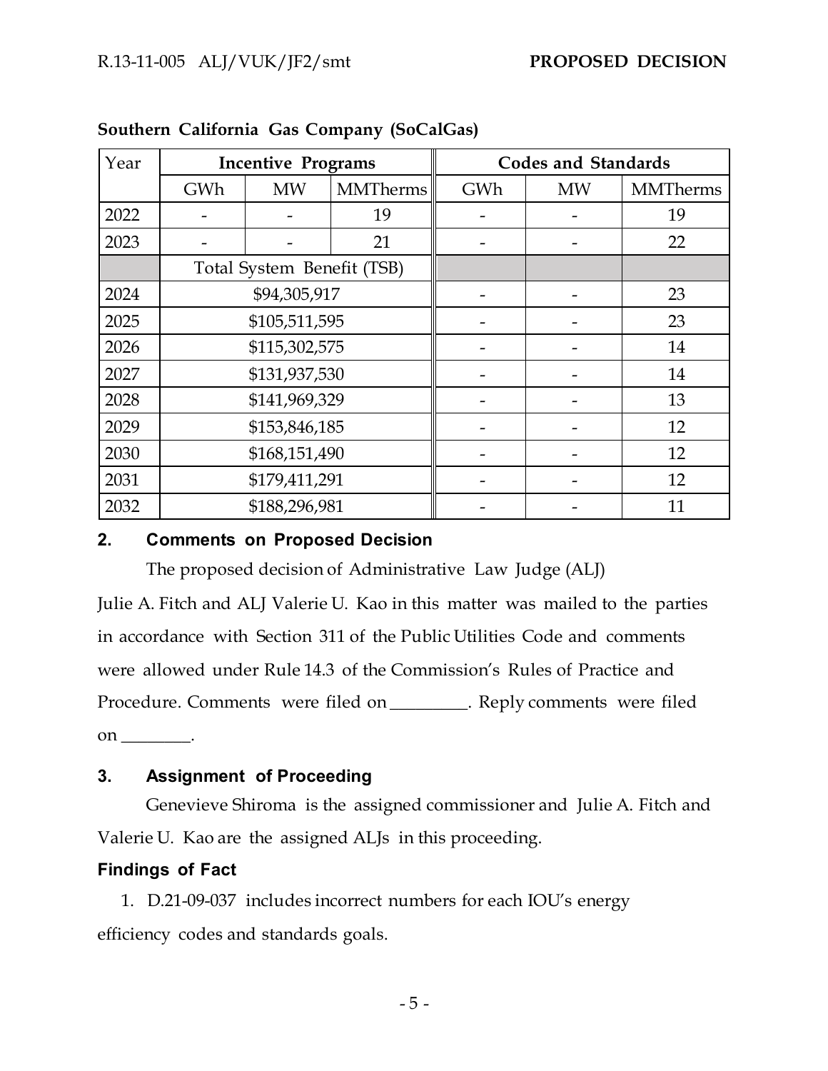**Southern California Gas Company (SoCalGas)**

| Year | Incentive Programs | | | Codes and Standards | | |
|---|---|---|---|---|---|---|
| | GWh | MW | MMTherms | GWh | MW | MMTherms |
| 2022 | - | - | 19 | - | - | 19 |
| 2023 | - | - | 21 | - | - | 22 |
| | Total System Benefit (TSB) | | | | | |
| 2024 | $94,305,917 | | | - | - | 23 |
| 2025 | $105,511,595 | | | - | - | 23 |
| 2026 | $115,302,575 | | | - | - | 14 |
| 2027 | $131,937,530 | | | - | - | 14 |
| 2028 | $141,969,329 | | | - | - | 13 |
| 2029 | $153,846,185 | | | - | - | 12 |
| 2030 | $168,151,490 | | | - | - | 12 |
| 2031 | $179,411,291 | | | - | - | 12 |
| 2032 | $188,296,981 | | | - | - | 11 |

## 2. Comments on Proposed Decision

The proposed decision of Administrative Law Judge (ALJ) Julie A. Fitch and ALJ Valerie U. Kao in this matter was mailed to the parties in accordance with Section 311 of the Public Utilities Code and comments were allowed under Rule 14.3 of the Commission's Rules of Practice and Procedure. Comments were filed on _________. Reply comments were filed on ________.

## 3. Assignment of Proceeding

Genevieve Shiroma is the assigned commissioner and Julie A. Fitch and Valerie U. Kao are the assigned ALJs in this proceeding.

## Findings of Fact

1. D.21-09-037 includes incorrect numbers for each IOU's energy efficiency codes and standards goals.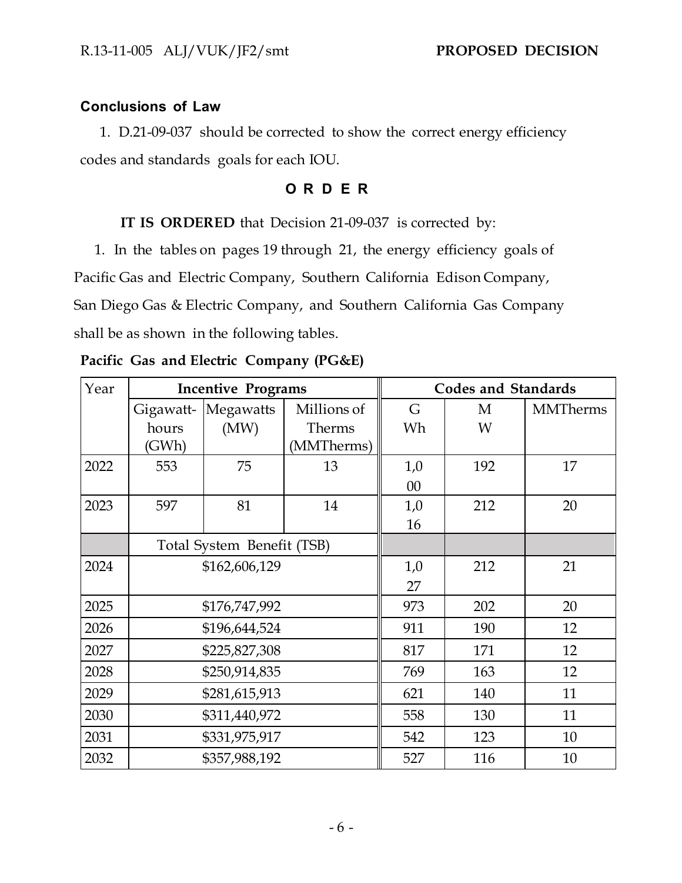### Conclusions of Law

1. D.21-09-037 should be corrected to show the correct energy efficiency codes and standards goals for each IOU.

### O R D E R

**IT IS ORDERED** that Decision 21-09-037 is corrected by:

1. In the tables on pages 19 through 21, the energy efficiency goals of Pacific Gas and Electric Company, Southern California Edison Company, San Diego Gas & Electric Company, and Southern California Gas Company shall be as shown in the following tables.

**Pacific Gas and Electric Company (PG&E)**

| Year | Incentive Programs | | | Codes and Standards | | |
|---|---|---|---|---|---|---|
| | Gigawatt-hours (GWh) | Megawatts (MW) | Millions of Therms (MMTherms) | GWh | MW | MMTherms |
| 2022 | 553 | 75 | 13 | 1,000 | 192 | 17 |
| 2023 | 597 | 81 | 14 | 1,016 | 212 | 20 |
| | Total System Benefit (TSB) | | | | | |
| 2024 | $162,606,129 | | | 1,027 | 212 | 21 |
| 2025 | $176,747,992 | | | 973 | 202 | 20 |
| 2026 | $196,644,524 | | | 911 | 190 | 12 |
| 2027 | $225,827,308 | | | 817 | 171 | 12 |
| 2028 | $250,914,835 | | | 769 | 163 | 12 |
| 2029 | $281,615,913 | | | 621 | 140 | 11 |
| 2030 | $311,440,972 | | | 558 | 130 | 11 |
| 2031 | $331,975,917 | | | 542 | 123 | 10 |
| 2032 | $357,988,192 | | | 527 | 116 | 10 |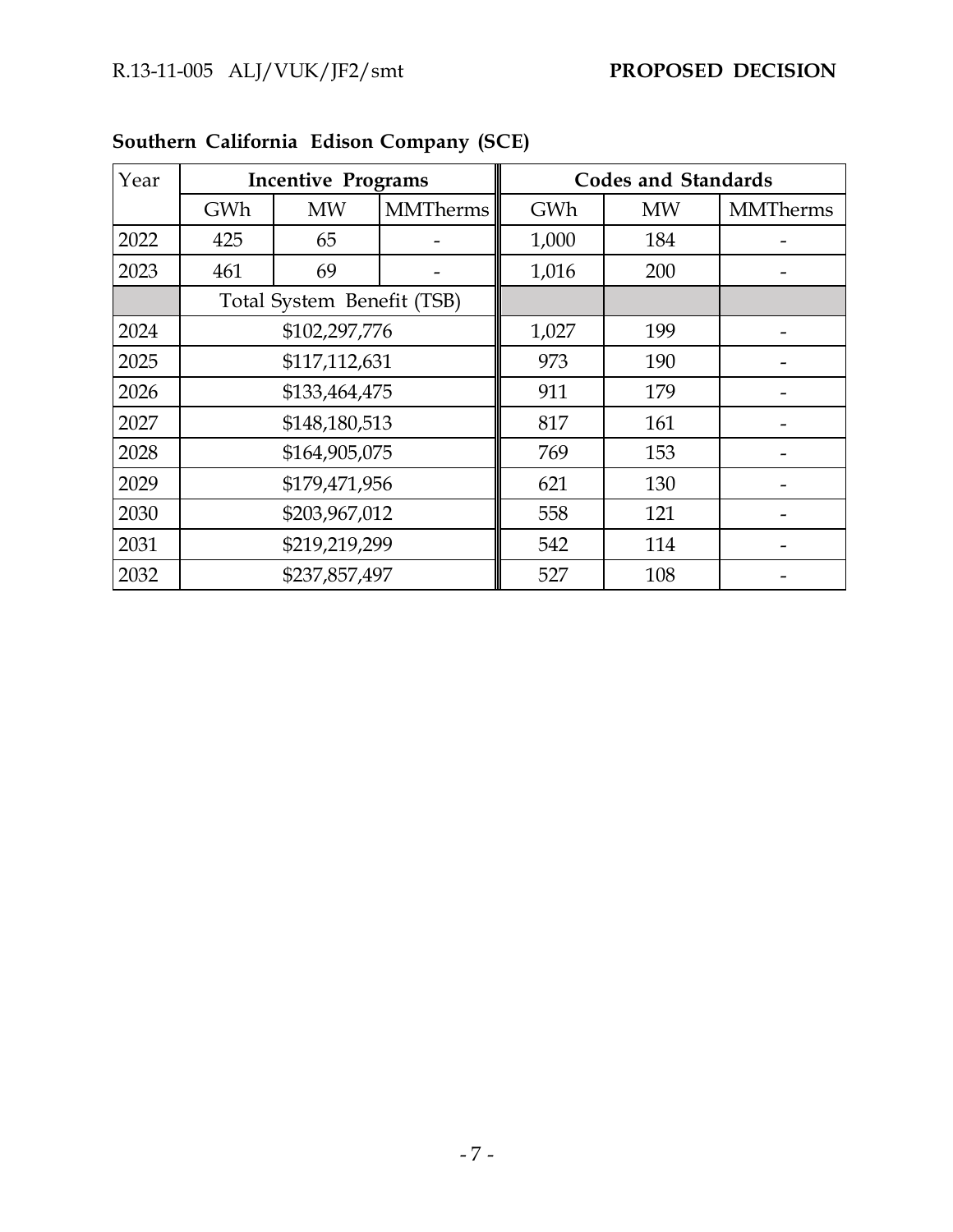**Southern California Edison Company (SCE)**

| Year | Incentive Programs | | | Codes and Standards | | |
|---|---|---|---|---|---|---|
| | GWh | MW | MMTherms | GWh | MW | MMTherms |
| 2022 | 425 | 65 | - | 1,000 | 184 | - |
| 2023 | 461 | 69 | - | 1,016 | 200 | - |
| | Total System Benefit (TSB) | | | | | |
| 2024 | $102,297,776 | | | 1,027 | 199 | - |
| 2025 | $117,112,631 | | | 973 | 190 | - |
| 2026 | $133,464,475 | | | 911 | 179 | - |
| 2027 | $148,180,513 | | | 817 | 161 | - |
| 2028 | $164,905,075 | | | 769 | 153 | - |
| 2029 | $179,471,956 | | | 621 | 130 | - |
| 2030 | $203,967,012 | | | 558 | 121 | - |
| 2031 | $219,219,299 | | | 542 | 114 | - |
| 2032 | $237,857,497 | | | 527 | 108 | - |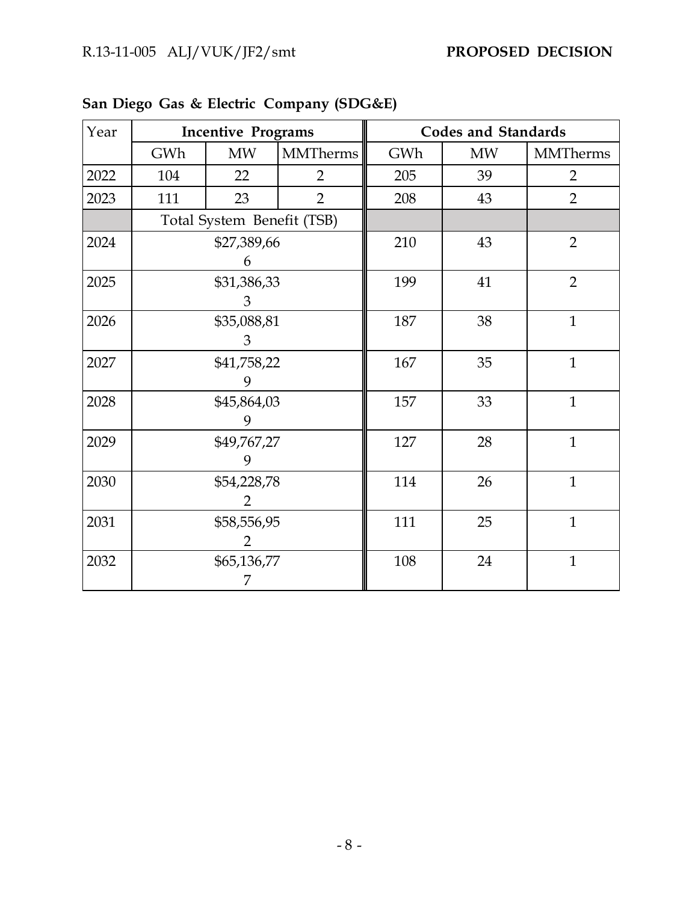**San Diego Gas & Electric Company (SDG&E)**

| Year | Incentive Programs | | | Codes and Standards | | |
|---|---|---|---|---|---|---|
| | GWh | MW | MMTherms | GWh | MW | MMTherms |
| 2022 | 104 | 22 | 2 | 205 | 39 | 2 |
| 2023 | 111 | 23 | 2 | 208 | 43 | 2 |
| | Total System Benefit (TSB) | | | | | |
| 2024 | $27,389,666 | | | 210 | 43 | 2 |
| 2025 | $31,386,333 | | | 199 | 41 | 2 |
| 2026 | $35,088,813 | | | 187 | 38 | 1 |
| 2027 | $41,758,229 | | | 167 | 35 | 1 |
| 2028 | $45,864,039 | | | 157 | 33 | 1 |
| 2029 | $49,767,279 | | | 127 | 28 | 1 |
| 2030 | $54,228,782 | | | 114 | 26 | 1 |
| 2031 | $58,556,952 | | | 111 | 25 | 1 |
| 2032 | $65,136,777 | | | 108 | 24 | 1 |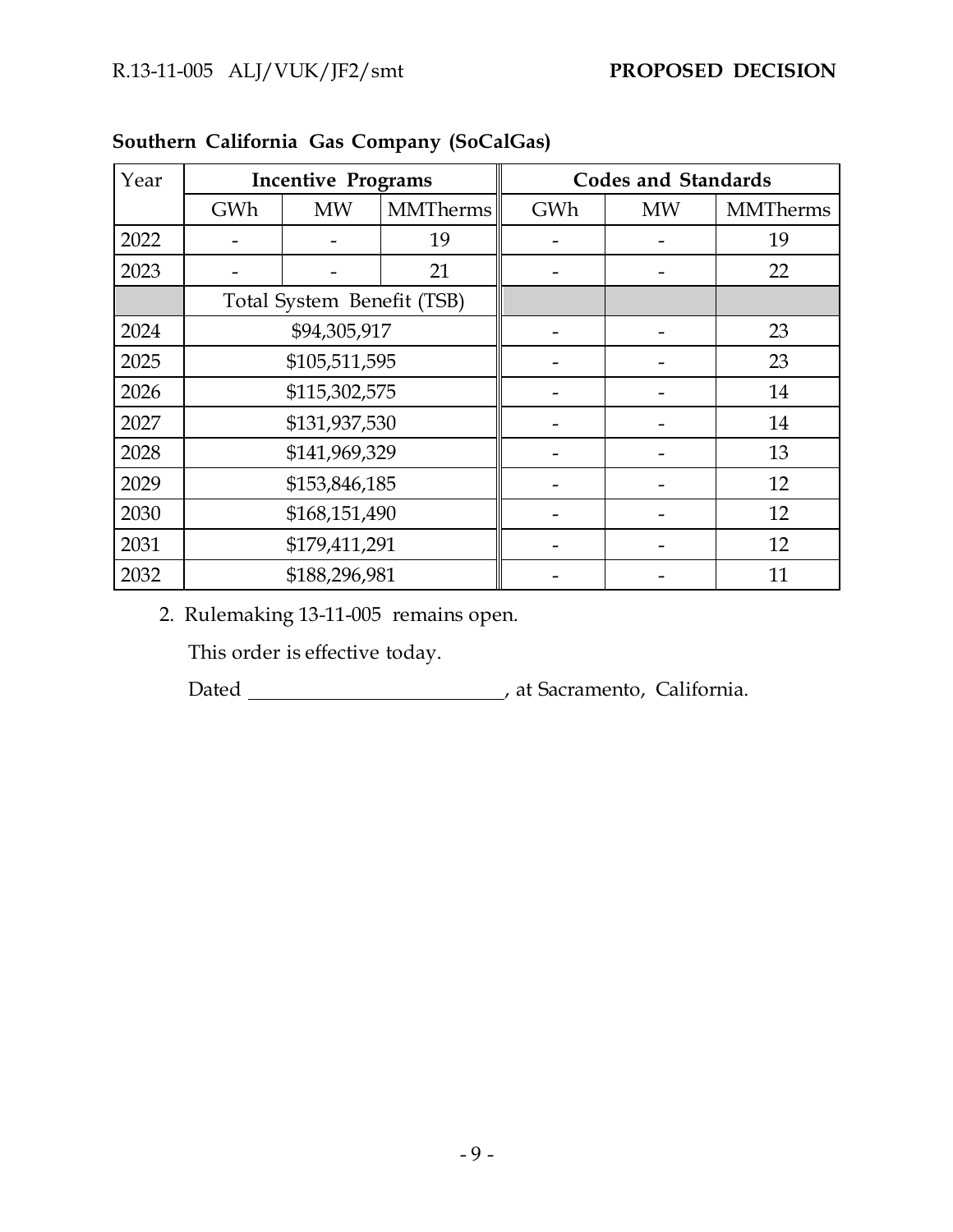**Southern California Gas Company (SoCalGas)**

| Year | Incentive Programs | | | Codes and Standards | | |
|---|---|---|---|---|---|---|
| | GWh | MW | MMTherms | GWh | MW | MMTherms |
| 2022 | - | - | 19 | - | - | 19 |
| 2023 | - | - | 21 | - | - | 22 |
| | Total System Benefit (TSB) | | | | | |
| 2024 | $94,305,917 | | | - | - | 23 |
| 2025 | $105,511,595 | | | - | - | 23 |
| 2026 | $115,302,575 | | | - | - | 14 |
| 2027 | $131,937,530 | | | - | - | 14 |
| 2028 | $141,969,329 | | | - | - | 13 |
| 2029 | $153,846,185 | | | - | - | 12 |
| 2030 | $168,151,490 | | | - | - | 12 |
| 2031 | $179,411,291 | | | - | - | 12 |
| 2032 | $188,296,981 | | | - | - | 11 |

2. Rulemaking 13-11-005 remains open.

This order is effective today.

Dated \_\_\_\_\_\_\_\_\_\_\_\_\_\_\_\_\_\_\_\_\_\_\_\_\_\_, at Sacramento, California.